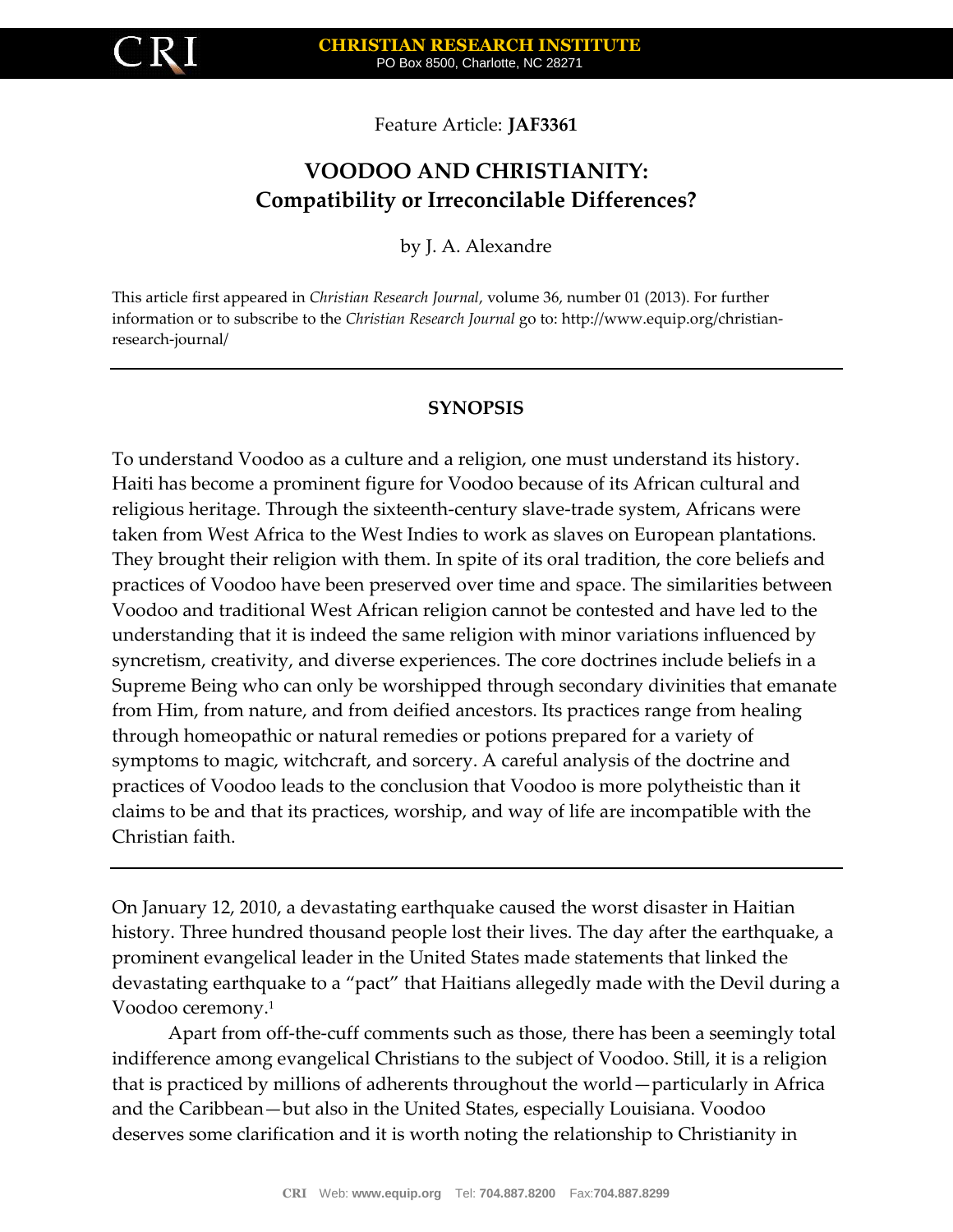Feature Article: **JAF3361**

# VOODOO AND CHRISTIANITY: Compatibility or Irreconcilable Differences?

by J. A. Alexandre

This article first appeared in *Christian Research Journal*, volume 36, number 01 (2013). For further information or to subscribe to the *Christian Research Journal* go to: http://www.equip.org/christian-research-journal/

---

## SYNOPSIS

To understand Voodoo as a culture and a religion, one must understand its history. Haiti has become a prominent figure for Voodoo because of its African cultural and religious heritage. Through the sixteenth-century slave-trade system, Africans were taken from West Africa to the West Indies to work as slaves on European plantations. They brought their religion with them. In spite of its oral tradition, the core beliefs and practices of Voodoo have been preserved over time and space. The similarities between Voodoo and traditional West African religion cannot be contested and have led to the understanding that it is indeed the same religion with minor variations influenced by syncretism, creativity, and diverse experiences. The core doctrines include beliefs in a Supreme Being who can only be worshipped through secondary divinities that emanate from Him, from nature, and from deified ancestors. Its practices range from healing through homeopathic or natural remedies or potions prepared for a variety of symptoms to magic, witchcraft, and sorcery. A careful analysis of the doctrine and practices of Voodoo leads to the conclusion that Voodoo is more polytheistic than it claims to be and that its practices, worship, and way of life are incompatible with the Christian faith.

---

On January 12, 2010, a devastating earthquake caused the worst disaster in Haitian history. Three hundred thousand people lost their lives. The day after the earthquake, a prominent evangelical leader in the United States made statements that linked the devastating earthquake to a "pact" that Haitians allegedly made with the Devil during a Voodoo ceremony.[1]

Apart from off-the-cuff comments such as those, there has been a seemingly total indifference among evangelical Christians to the subject of Voodoo. Still, it is a religion that is practiced by millions of adherents throughout the world—particularly in Africa and the Caribbean—but also in the United States, especially Louisiana. Voodoo deserves some clarification and it is worth noting the relationship to Christianity in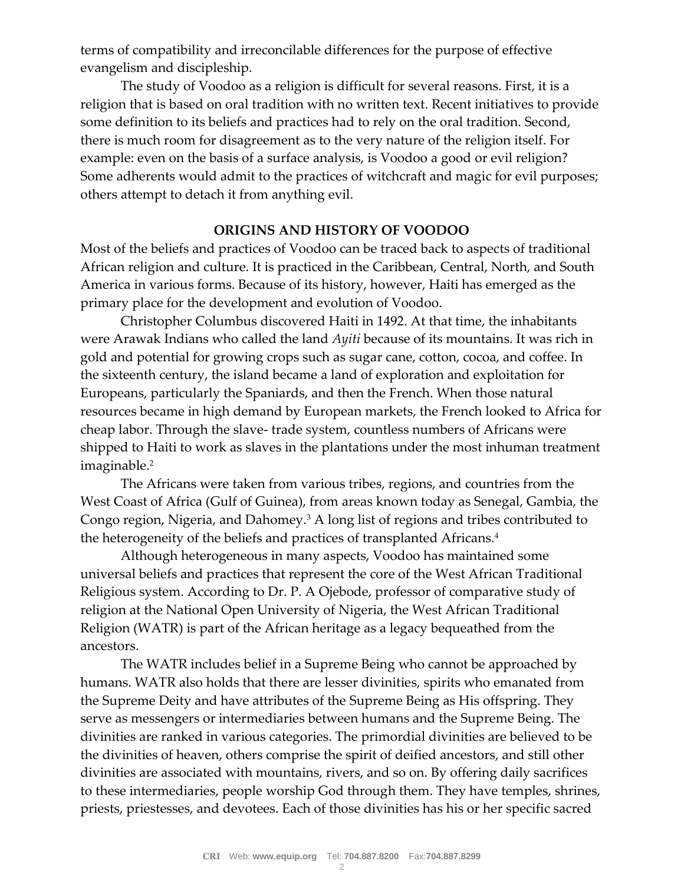terms of compatibility and irreconcilable differences for the purpose of effective evangelism and discipleship.

The study of Voodoo as a religion is difficult for several reasons. First, it is a religion that is based on oral tradition with no written text. Recent initiatives to provide some definition to its beliefs and practices had to rely on the oral tradition. Second, there is much room for disagreement as to the very nature of the religion itself. For example: even on the basis of a surface analysis, is Voodoo a good or evil religion? Some adherents would admit to the practices of witchcraft and magic for evil purposes; others attempt to detach it from anything evil.

## ORIGINS AND HISTORY OF VOODOO

Most of the beliefs and practices of Voodoo can be traced back to aspects of traditional African religion and culture. It is practiced in the Caribbean, Central, North, and South America in various forms. Because of its history, however, Haiti has emerged as the primary place for the development and evolution of Voodoo.

Christopher Columbus discovered Haiti in 1492. At that time, the inhabitants were Arawak Indians who called the land *Ayiti* because of its mountains. It was rich in gold and potential for growing crops such as sugar cane, cotton, cocoa, and coffee. In the sixteenth century, the island became a land of exploration and exploitation for Europeans, particularly the Spaniards, and then the French. When those natural resources became in high demand by European markets, the French looked to Africa for cheap labor. Through the slave- trade system, countless numbers of Africans were shipped to Haiti to work as slaves in the plantations under the most inhuman treatment imaginable.[2]

The Africans were taken from various tribes, regions, and countries from the West Coast of Africa (Gulf of Guinea), from areas known today as Senegal, Gambia, the Congo region, Nigeria, and Dahomey.[3] A long list of regions and tribes contributed to the heterogeneity of the beliefs and practices of transplanted Africans.[4]

Although heterogeneous in many aspects, Voodoo has maintained some universal beliefs and practices that represent the core of the West African Traditional Religious system. According to Dr. P. A Ojebode, professor of comparative study of religion at the National Open University of Nigeria, the West African Traditional Religion (WATR) is part of the African heritage as a legacy bequeathed from the ancestors.

The WATR includes belief in a Supreme Being who cannot be approached by humans. WATR also holds that there are lesser divinities, spirits who emanated from the Supreme Deity and have attributes of the Supreme Being as His offspring. They serve as messengers or intermediaries between humans and the Supreme Being. The divinities are ranked in various categories. The primordial divinities are believed to be the divinities of heaven, others comprise the spirit of deified ancestors, and still other divinities are associated with mountains, rivers, and so on. By offering daily sacrifices to these intermediaries, people worship God through them. They have temples, shrines, priests, priestesses, and devotees. Each of those divinities has his or her specific sacred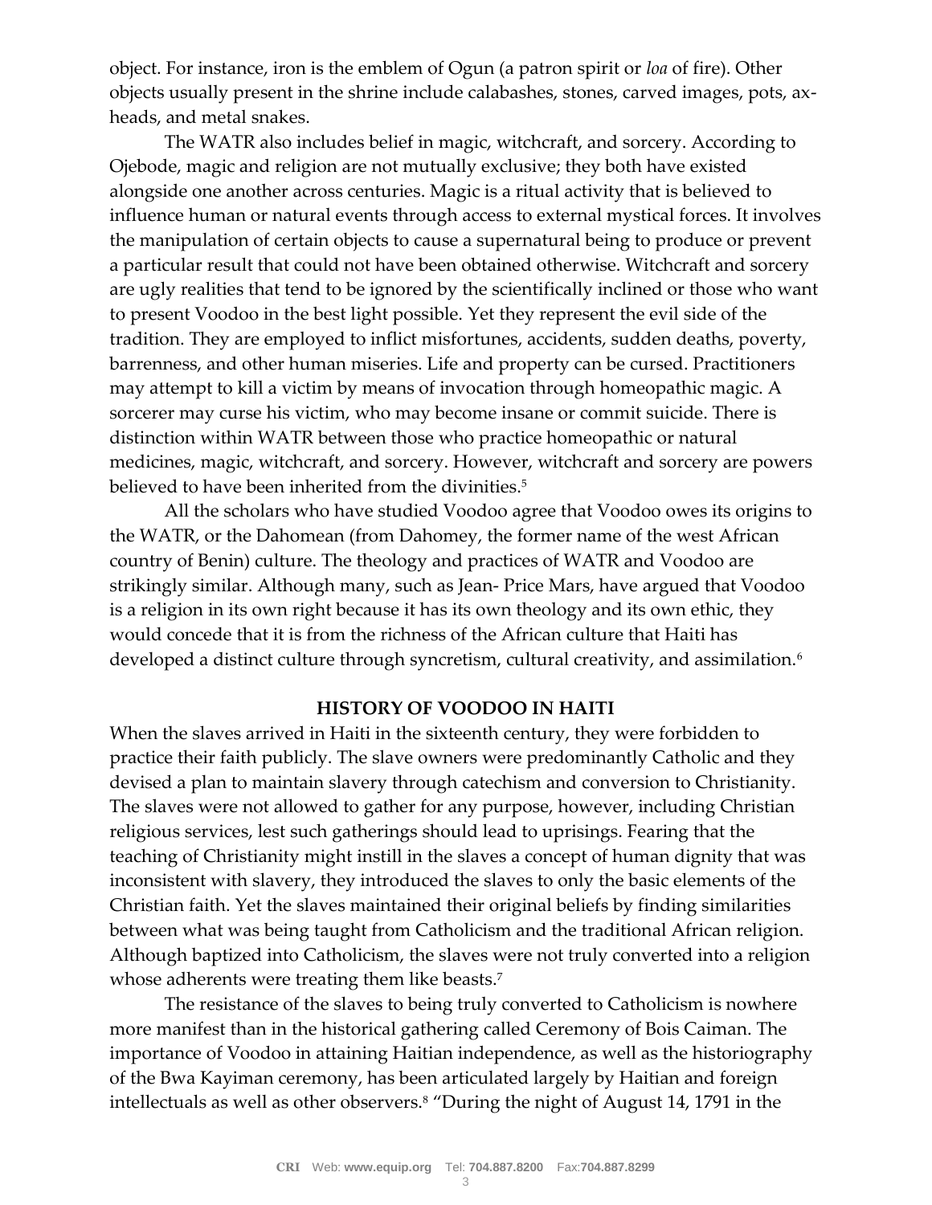object. For instance, iron is the emblem of Ogun (a patron spirit or *loa* of fire). Other objects usually present in the shrine include calabashes, stones, carved images, pots, ax-heads, and metal snakes.

The WATR also includes belief in magic, witchcraft, and sorcery. According to Ojebode, magic and religion are not mutually exclusive; they both have existed alongside one another across centuries. Magic is a ritual activity that is believed to influence human or natural events through access to external mystical forces. It involves the manipulation of certain objects to cause a supernatural being to produce or prevent a particular result that could not have been obtained otherwise. Witchcraft and sorcery are ugly realities that tend to be ignored by the scientifically inclined or those who want to present Voodoo in the best light possible. Yet they represent the evil side of the tradition. They are employed to inflict misfortunes, accidents, sudden deaths, poverty, barrenness, and other human miseries. Life and property can be cursed. Practitioners may attempt to kill a victim by means of invocation through homeopathic magic. A sorcerer may curse his victim, who may become insane or commit suicide. There is distinction within WATR between those who practice homeopathic or natural medicines, magic, witchcraft, and sorcery. However, witchcraft and sorcery are powers believed to have been inherited from the divinities.[5]

All the scholars who have studied Voodoo agree that Voodoo owes its origins to the WATR, or the Dahomean (from Dahomey, the former name of the west African country of Benin) culture. The theology and practices of WATR and Voodoo are strikingly similar. Although many, such as Jean- Price Mars, have argued that Voodoo is a religion in its own right because it has its own theology and its own ethic, they would concede that it is from the richness of the African culture that Haiti has developed a distinct culture through syncretism, cultural creativity, and assimilation.[6]

## HISTORY OF VOODOO IN HAITI

When the slaves arrived in Haiti in the sixteenth century, they were forbidden to practice their faith publicly. The slave owners were predominantly Catholic and they devised a plan to maintain slavery through catechism and conversion to Christianity. The slaves were not allowed to gather for any purpose, however, including Christian religious services, lest such gatherings should lead to uprisings. Fearing that the teaching of Christianity might instill in the slaves a concept of human dignity that was inconsistent with slavery, they introduced the slaves to only the basic elements of the Christian faith. Yet the slaves maintained their original beliefs by finding similarities between what was being taught from Catholicism and the traditional African religion. Although baptized into Catholicism, the slaves were not truly converted into a religion whose adherents were treating them like beasts.[7]

The resistance of the slaves to being truly converted to Catholicism is nowhere more manifest than in the historical gathering called Ceremony of Bois Caiman. The importance of Voodoo in attaining Haitian independence, as well as the historiography of the Bwa Kayiman ceremony, has been articulated largely by Haitian and foreign intellectuals as well as other observers.[8] "During the night of August 14, 1791 in the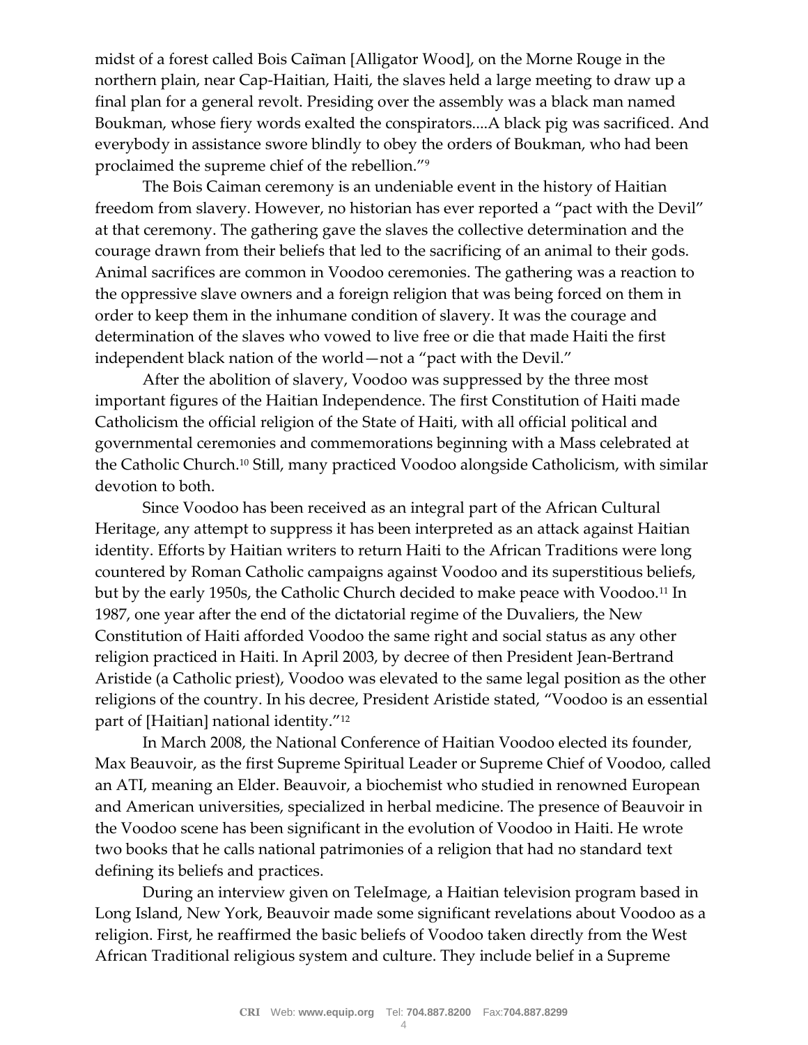midst of a forest called Bois Caïman [Alligator Wood], on the Morne Rouge in the northern plain, near Cap-Haitian, Haiti, the slaves held a large meeting to draw up a final plan for a general revolt. Presiding over the assembly was a black man named Boukman, whose fiery words exalted the conspirators....A black pig was sacrificed. And everybody in assistance swore blindly to obey the orders of Boukman, who had been proclaimed the supreme chief of the rebellion."[9]

The Bois Caiman ceremony is an undeniable event in the history of Haitian freedom from slavery. However, no historian has ever reported a "pact with the Devil" at that ceremony. The gathering gave the slaves the collective determination and the courage drawn from their beliefs that led to the sacrificing of an animal to their gods. Animal sacrifices are common in Voodoo ceremonies. The gathering was a reaction to the oppressive slave owners and a foreign religion that was being forced on them in order to keep them in the inhumane condition of slavery. It was the courage and determination of the slaves who vowed to live free or die that made Haiti the first independent black nation of the world—not a "pact with the Devil."

After the abolition of slavery, Voodoo was suppressed by the three most important figures of the Haitian Independence. The first Constitution of Haiti made Catholicism the official religion of the State of Haiti, with all official political and governmental ceremonies and commemorations beginning with a Mass celebrated at the Catholic Church.[10] Still, many practiced Voodoo alongside Catholicism, with similar devotion to both.

Since Voodoo has been received as an integral part of the African Cultural Heritage, any attempt to suppress it has been interpreted as an attack against Haitian identity. Efforts by Haitian writers to return Haiti to the African Traditions were long countered by Roman Catholic campaigns against Voodoo and its superstitious beliefs, but by the early 1950s, the Catholic Church decided to make peace with Voodoo.[11] In 1987, one year after the end of the dictatorial regime of the Duvaliers, the New Constitution of Haiti afforded Voodoo the same right and social status as any other religion practiced in Haiti. In April 2003, by decree of then President Jean-Bertrand Aristide (a Catholic priest), Voodoo was elevated to the same legal position as the other religions of the country. In his decree, President Aristide stated, "Voodoo is an essential part of [Haitian] national identity."[12]

In March 2008, the National Conference of Haitian Voodoo elected its founder, Max Beauvoir, as the first Supreme Spiritual Leader or Supreme Chief of Voodoo, called an ATI, meaning an Elder. Beauvoir, a biochemist who studied in renowned European and American universities, specialized in herbal medicine. The presence of Beauvoir in the Voodoo scene has been significant in the evolution of Voodoo in Haiti. He wrote two books that he calls national patrimonies of a religion that had no standard text defining its beliefs and practices.

During an interview given on TeleImage, a Haitian television program based in Long Island, New York, Beauvoir made some significant revelations about Voodoo as a religion. First, he reaffirmed the basic beliefs of Voodoo taken directly from the West African Traditional religious system and culture. They include belief in a Supreme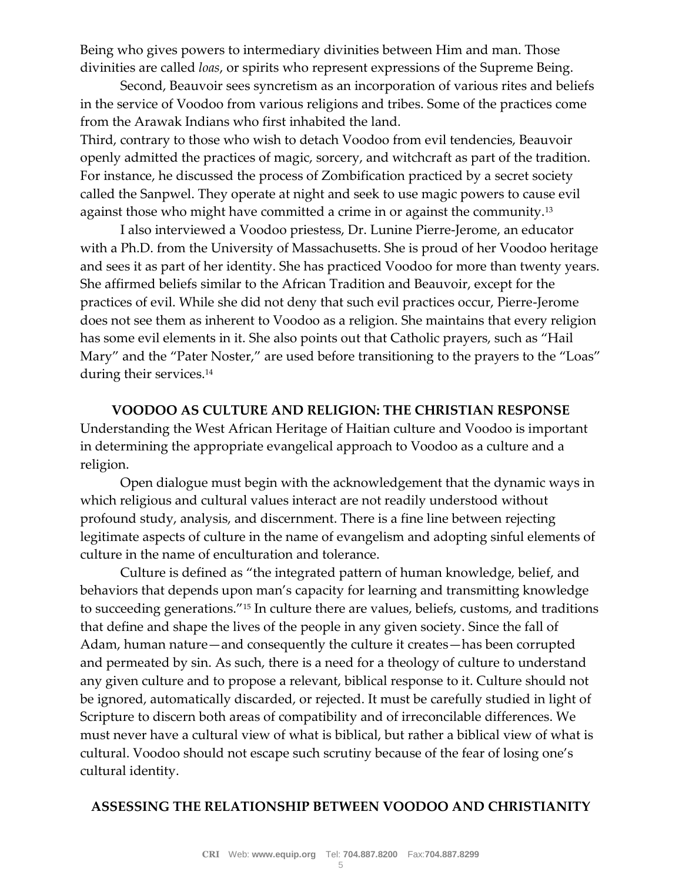Being who gives powers to intermediary divinities between Him and man. Those divinities are called *loas*, or spirits who represent expressions of the Supreme Being.

Second, Beauvoir sees syncretism as an incorporation of various rites and beliefs in the service of Voodoo from various religions and tribes. Some of the practices come from the Arawak Indians who first inhabited the land.

Third, contrary to those who wish to detach Voodoo from evil tendencies, Beauvoir openly admitted the practices of magic, sorcery, and witchcraft as part of the tradition. For instance, he discussed the process of Zombification practiced by a secret society called the Sanpwel. They operate at night and seek to use magic powers to cause evil against those who might have committed a crime in or against the community.[13]

I also interviewed a Voodoo priestess, Dr. Lunine Pierre-Jerome, an educator with a Ph.D. from the University of Massachusetts. She is proud of her Voodoo heritage and sees it as part of her identity. She has practiced Voodoo for more than twenty years. She affirmed beliefs similar to the African Tradition and Beauvoir, except for the practices of evil. While she did not deny that such evil practices occur, Pierre-Jerome does not see them as inherent to Voodoo as a religion. She maintains that every religion has some evil elements in it. She also points out that Catholic prayers, such as "Hail Mary" and the "Pater Noster," are used before transitioning to the prayers to the "Loas" during their services.[14]

## VOODOO AS CULTURE AND RELIGION: THE CHRISTIAN RESPONSE

Understanding the West African Heritage of Haitian culture and Voodoo is important in determining the appropriate evangelical approach to Voodoo as a culture and a religion.

Open dialogue must begin with the acknowledgement that the dynamic ways in which religious and cultural values interact are not readily understood without profound study, analysis, and discernment. There is a fine line between rejecting legitimate aspects of culture in the name of evangelism and adopting sinful elements of culture in the name of enculturation and tolerance.

Culture is defined as "the integrated pattern of human knowledge, belief, and behaviors that depends upon man's capacity for learning and transmitting knowledge to succeeding generations."[15] In culture there are values, beliefs, customs, and traditions that define and shape the lives of the people in any given society. Since the fall of Adam, human nature—and consequently the culture it creates—has been corrupted and permeated by sin. As such, there is a need for a theology of culture to understand any given culture and to propose a relevant, biblical response to it. Culture should not be ignored, automatically discarded, or rejected. It must be carefully studied in light of Scripture to discern both areas of compatibility and of irreconcilable differences. We must never have a cultural view of what is biblical, but rather a biblical view of what is cultural. Voodoo should not escape such scrutiny because of the fear of losing one's cultural identity.

## ASSESSING THE RELATIONSHIP BETWEEN VOODOO AND CHRISTIANITY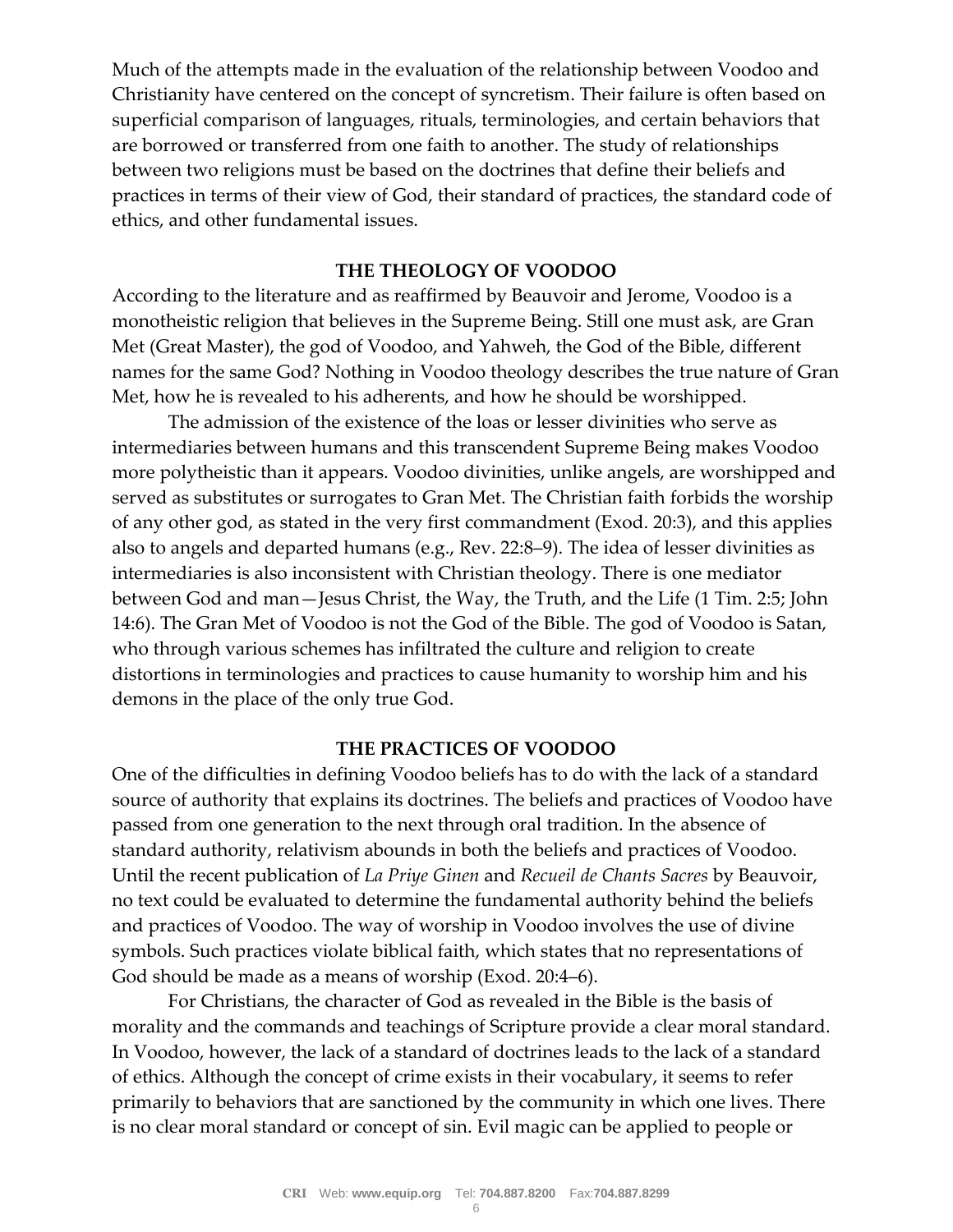Much of the attempts made in the evaluation of the relationship between Voodoo and Christianity have centered on the concept of syncretism. Their failure is often based on superficial comparison of languages, rituals, terminologies, and certain behaviors that are borrowed or transferred from one faith to another. The study of relationships between two religions must be based on the doctrines that define their beliefs and practices in terms of their view of God, their standard of practices, the standard code of ethics, and other fundamental issues.

## THE THEOLOGY OF VOODOO

According to the literature and as reaffirmed by Beauvoir and Jerome, Voodoo is a monotheistic religion that believes in the Supreme Being. Still one must ask, are Gran Met (Great Master), the god of Voodoo, and Yahweh, the God of the Bible, different names for the same God? Nothing in Voodoo theology describes the true nature of Gran Met, how he is revealed to his adherents, and how he should be worshipped.

The admission of the existence of the loas or lesser divinities who serve as intermediaries between humans and this transcendent Supreme Being makes Voodoo more polytheistic than it appears. Voodoo divinities, unlike angels, are worshipped and served as substitutes or surrogates to Gran Met. The Christian faith forbids the worship of any other god, as stated in the very first commandment (Exod. 20:3), and this applies also to angels and departed humans (e.g., Rev. 22:8–9). The idea of lesser divinities as intermediaries is also inconsistent with Christian theology. There is one mediator between God and man—Jesus Christ, the Way, the Truth, and the Life (1 Tim. 2:5; John 14:6). The Gran Met of Voodoo is not the God of the Bible. The god of Voodoo is Satan, who through various schemes has infiltrated the culture and religion to create distortions in terminologies and practices to cause humanity to worship him and his demons in the place of the only true God.

## THE PRACTICES OF VOODOO

One of the difficulties in defining Voodoo beliefs has to do with the lack of a standard source of authority that explains its doctrines. The beliefs and practices of Voodoo have passed from one generation to the next through oral tradition. In the absence of standard authority, relativism abounds in both the beliefs and practices of Voodoo. Until the recent publication of *La Priye Ginen* and *Recueil de Chants Sacres* by Beauvoir, no text could be evaluated to determine the fundamental authority behind the beliefs and practices of Voodoo. The way of worship in Voodoo involves the use of divine symbols. Such practices violate biblical faith, which states that no representations of God should be made as a means of worship (Exod. 20:4–6).

For Christians, the character of God as revealed in the Bible is the basis of morality and the commands and teachings of Scripture provide a clear moral standard. In Voodoo, however, the lack of a standard of doctrines leads to the lack of a standard of ethics. Although the concept of crime exists in their vocabulary, it seems to refer primarily to behaviors that are sanctioned by the community in which one lives. There is no clear moral standard or concept of sin. Evil magic can be applied to people or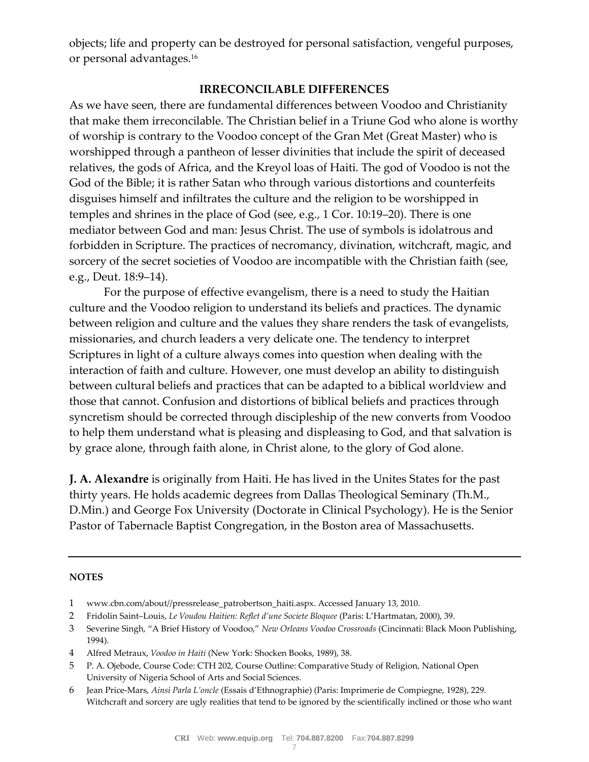objects; life and property can be destroyed for personal satisfaction, vengeful purposes, or personal advantages.[16]

## IRRECONCILABLE DIFFERENCES

As we have seen, there are fundamental differences between Voodoo and Christianity that make them irreconcilable. The Christian belief in a Triune God who alone is worthy of worship is contrary to the Voodoo concept of the Gran Met (Great Master) who is worshipped through a pantheon of lesser divinities that include the spirit of deceased relatives, the gods of Africa, and the Kreyol loas of Haiti. The god of Voodoo is not the God of the Bible; it is rather Satan who through various distortions and counterfeits disguises himself and infiltrates the culture and the religion to be worshipped in temples and shrines in the place of God (see, e.g., 1 Cor. 10:19–20). There is one mediator between God and man: Jesus Christ. The use of symbols is idolatrous and forbidden in Scripture. The practices of necromancy, divination, witchcraft, magic, and sorcery of the secret societies of Voodoo are incompatible with the Christian faith (see, e.g., Deut. 18:9–14).

For the purpose of effective evangelism, there is a need to study the Haitian culture and the Voodoo religion to understand its beliefs and practices. The dynamic between religion and culture and the values they share renders the task of evangelists, missionaries, and church leaders a very delicate one. The tendency to interpret Scriptures in light of a culture always comes into question when dealing with the interaction of faith and culture. However, one must develop an ability to distinguish between cultural beliefs and practices that can be adapted to a biblical worldview and those that cannot. Confusion and distortions of biblical beliefs and practices through syncretism should be corrected through discipleship of the new converts from Voodoo to help them understand what is pleasing and displeasing to God, and that salvation is by grace alone, through faith alone, in Christ alone, to the glory of God alone.

**J. A. Alexandre** is originally from Haiti. He has lived in the Unites States for the past thirty years. He holds academic degrees from Dallas Theological Seminary (Th.M., D.Min.) and George Fox University (Doctorate in Clinical Psychology). He is the Senior Pastor of Tabernacle Baptist Congregation, in the Boston area of Massachusetts.

---

**NOTES**

1 www.cbn.com/about//pressrelease_patrobertson_haiti.aspx. Accessed January 13, 2010.

2 Fridolin Saint–Louis, *Le Voudou Haitien: Reflet d'une Societe Bloquee* (Paris: L'Hartmatan, 2000), 39.

3 Severine Singh, "A Brief History of Voodoo," *New Orleans Voodoo Crossroads* (Cincinnati: Black Moon Publishing, 1994).

4 Alfred Metraux, *Voodoo in Haiti* (New York: Shocken Books, 1989), 38.

5 P. A. Ojebode, Course Code: CTH 202, Course Outline: Comparative Study of Religion, National Open University of Nigeria School of Arts and Social Sciences.

6 Jean Price-Mars, *Ainsi Parla L'oncle* (Essais d'Ethnographie) (Paris: Imprimerie de Compiegne, 1928), 229. Witchcraft and sorcery are ugly realities that tend to be ignored by the scientifically inclined or those who want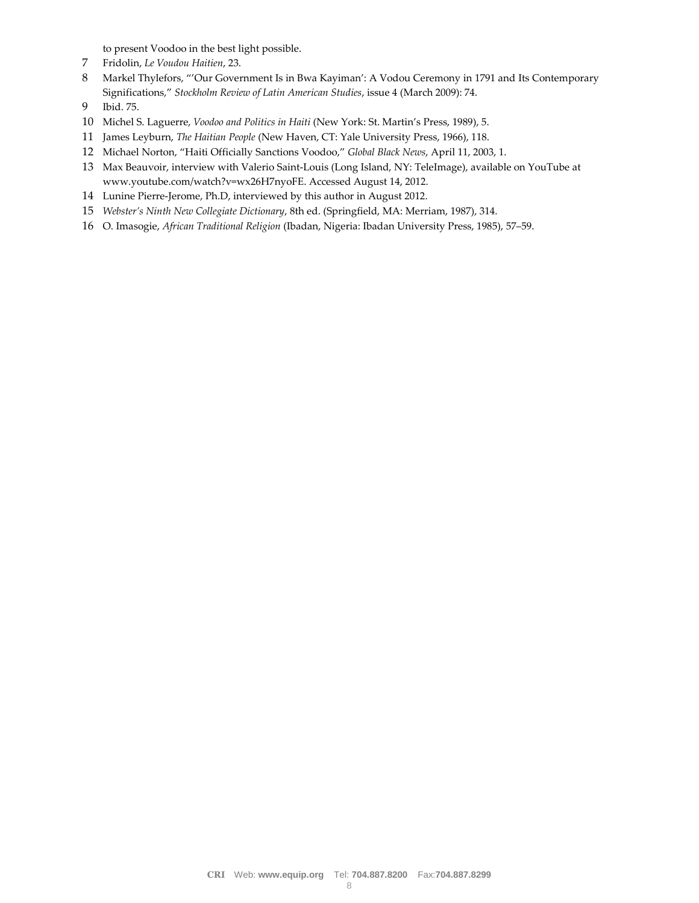to present Voodoo in the best light possible.

7 Fridolin, *Le Voudou Haitien*, 23.

8 Markel Thylefors, "'Our Government Is in Bwa Kayiman': A Vodou Ceremony in 1791 and Its Contemporary Significations," *Stockholm Review of Latin American Studies*, issue 4 (March 2009): 74.

9 Ibid. 75.

10 Michel S. Laguerre, *Voodoo and Politics in Haiti* (New York: St. Martin's Press, 1989), 5.

11 James Leyburn, *The Haitian People* (New Haven, CT: Yale University Press, 1966), 118.

12 Michael Norton, "Haiti Officially Sanctions Voodoo," *Global Black News*, April 11, 2003, 1.

13 Max Beauvoir, interview with Valerio Saint-Louis (Long Island, NY: TeleImage), available on YouTube at www.youtube.com/watch?v=wx26H7nyoFE. Accessed August 14, 2012.

14 Lunine Pierre-Jerome, Ph.D, interviewed by this author in August 2012.

15 *Webster's Ninth New Collegiate Dictionary*, 8th ed. (Springfield, MA: Merriam, 1987), 314.

16 O. Imasogie, *African Traditional Religion* (Ibadan, Nigeria: Ibadan University Press, 1985), 57–59.